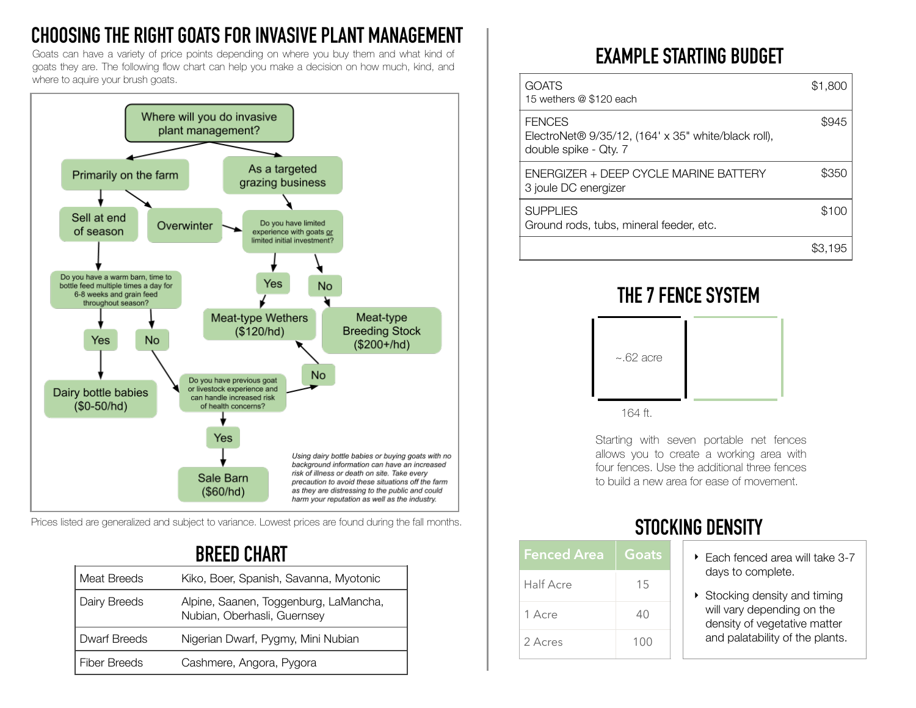# CHOOSING THE RIGHT GOATS FOR INVASIVE PLANT MANAGEMENT

Goats can have a variety of price points depending on where you buy them and what kind of goats they are. The following flow chart can help you make a decision on how much, kind, and where to acquire your brush goats.

- **Where will you do invasive plant management?**
  - **Primarily on the farm**
    - **Sell at end of season**
      - **Do you have a warm barn, time to bottle feed multiple times a day for 6-8 weeks and grain feed throughout season?**
        - **Yes** → Dairy bottle babies ($0-50/hd)
        - **No** → **Do you have previous goat or livestock experience and can handle increased risk of health concerns?**
          - **Yes** → Sale Barn ($60/hd)
          - **No** → Meat-type Wethers ($120/hd)
    - **Overwinter** → **Do you have limited experience with goats or limited initial investment?**
  - **As a targeted grazing business** → **Do you have limited experience with goats or limited initial investment?**
    - **Yes** → Meat-type Wethers ($120/hd)
    - **No** → Meat-type Breeding Stock ($200+/hd)

*Using dairy bottle babies or buying goats with no background information can have an increased risk of illness or death on site. Take every precaution to avoid these situations off the farm as they are distressing to the public and could harm your reputation as well as the industry.*

Prices listed are generalized and subject to variance. Lowest prices are found during the fall months.

## BREED CHART

| | |
|---|---|
| Meat Breeds | Kiko, Boer, Spanish, Savanna, Myotonic |
| Dairy Breeds | Alpine, Saanen, Toggenburg, LaMancha, Nubian, Oberhasli, Guernsey |
| Dwarf Breeds | Nigerian Dwarf, Pygmy, Mini Nubian |
| Fiber Breeds | Cashmere, Angora, Pygora |

## EXAMPLE STARTING BUDGET

| Item | Cost |
|---|---|
| GOATS<br>15 wethers @ $120 each | $1,800 |
| FENCES<br>ElectroNet® 9/35/12, (164' x 35" white/black roll), double spike - Qty. 7 | $945 |
| ENERGIZER + DEEP CYCLE MARINE BATTERY<br>3 joule DC energizer | $350 |
| SUPPLIES<br>Ground rods, tubs, mineral feeder, etc. | $100 |
| | $3,195 |

## THE 7 FENCE SYSTEM

~.62 acre

164 ft.

Starting with seven portable net fences allows you to create a working area with four fences. Use the additional three fences to build a new area for ease of movement.

## STOCKING DENSITY

| Fenced Area | Goats |
|---|---|
| Half Acre | 15 |
| 1 Acre | 40 |
| 2 Acres | 100 |

- Each fenced area will take 3-7 days to complete.
- Stocking density and timing will vary depending on the density of vegetative matter and palatability of the plants.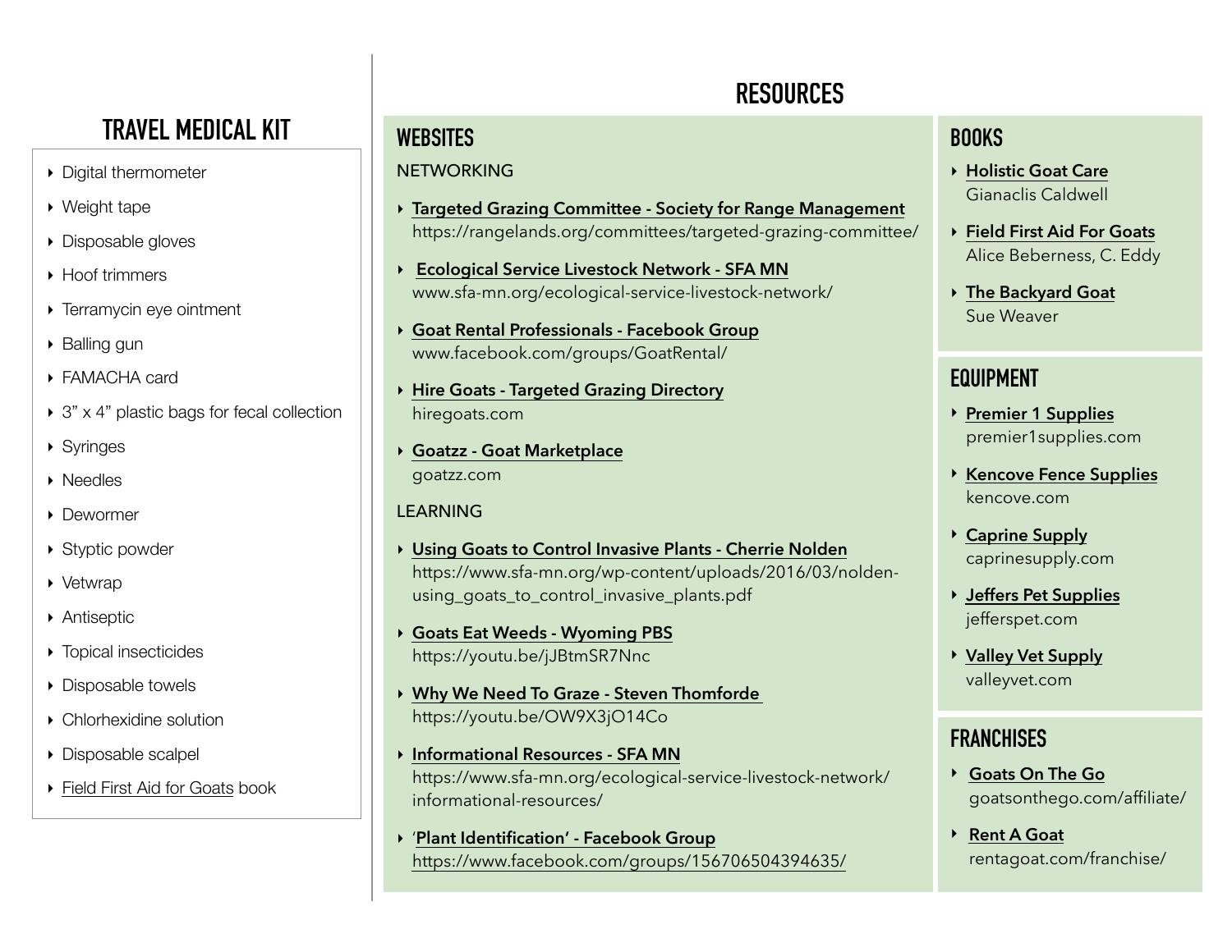## TRAVEL MEDICAL KIT

- Digital thermometer
- Weight tape
- Disposable gloves
- Hoof trimmers
- Terramycin eye ointment
- Balling gun
- FAMACHA card
- 3” x 4” plastic bags for fecal collection
- Syringes
- Needles
- Dewormer
- Styptic powder
- Vetwrap
- Antiseptic
- Topical insecticides
- Disposable towels
- Chlorhexidine solution
- Disposable scalpel
- Field First Aid for Goats book

## RESOURCES

### WEBSITES

NETWORKING

- **Targeted Grazing Committee - Society for Range Management**
  https://rangelands.org/committees/targeted-grazing-committee/
- **Ecological Service Livestock Network - SFA MN**
  www.sfa-mn.org/ecological-service-livestock-network/
- **Goat Rental Professionals - Facebook Group**
  www.facebook.com/groups/GoatRental/
- **Hire Goats - Targeted Grazing Directory**
  hiregoats.com
- **Goatzz - Goat Marketplace**
  goatzz.com

LEARNING

- **Using Goats to Control Invasive Plants - Cherrie Nolden**
  https://www.sfa-mn.org/wp-content/uploads/2016/03/nolden-using_goats_to_control_invasive_plants.pdf
- **Goats Eat Weeds - Wyoming PBS**
  https://youtu.be/jJBtmSR7Nnc
- **Why We Need To Graze - Steven Thomforde**
  https://youtu.be/OW9X3jO14Co
- **Informational Resources - SFA MN**
  https://www.sfa-mn.org/ecological-service-livestock-network/informational-resources/
- ‘**Plant Identification’ - Facebook Group**
  https://www.facebook.com/groups/156706504394635/

### BOOKS

- **Holistic Goat Care**
  Gianaclis Caldwell
- **Field First Aid For Goats**
  Alice Beberness, C. Eddy
- **The Backyard Goat**
  Sue Weaver

### EQUIPMENT

- **Premier 1 Supplies**
  premier1supplies.com
- **Kencove Fence Supplies**
  kencove.com
- **Caprine Supply**
  caprinesupply.com
- **Jeffers Pet Supplies**
  jefferspet.com
- **Valley Vet Supply**
  valleyvet.com

### FRANCHISES

- **Goats On The Go**
  goatsonthego.com/affiliate/
- **Rent A Goat**
  rentagoat.com/franchise/